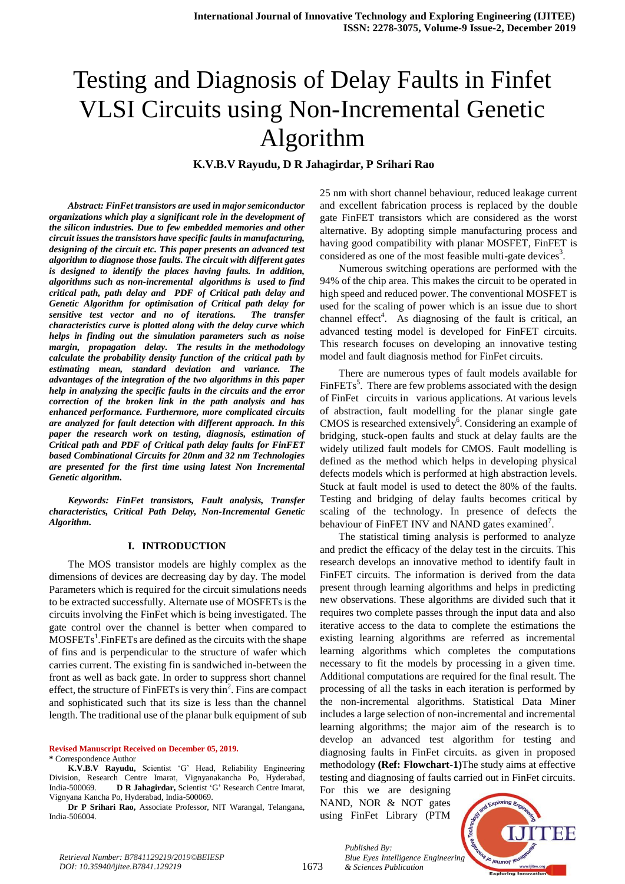# Testing and Diagnosis of Delay Faults in Finfet VLSI Circuits using Non-Incremental Genetic Algorithm

**K.V.B.V Rayudu, D R Jahagirdar, P Srihari Rao**

***Abstract: FinFet transistors are used in major semiconductor organizations which play a significant role in the development of the silicon industries. Due to few embedded memories and other circuit issues the transistors have specific faults in manufacturing, designing of the circuit etc. This paper presents an advanced test algorithm to diagnose those faults. The circuit with different gates is designed to identify the places having faults. In addition, algorithms such as non-incremental algorithms is used to find critical path, path delay and PDF of Critical path delay and Genetic Algorithm for optimisation of Critical path delay for sensitive test vector and no of iterations. The transfer characteristics curve is plotted along with the delay curve which helps in finding out the simulation parameters such as noise margin, propagation delay. The results in the methodology calculate the probability density function of the critical path by estimating mean, standard deviation and variance. The advantages of the integration of the two algorithms in this paper help in analyzing the specific faults in the circuits and the error correction of the broken link in the path analysis and has enhanced performance. Furthermore, more complicated circuits are analyzed for fault detection with different approach. In this paper the research work on testing, diagnosis, estimation of Critical path and PDF of Critical path delay faults for FinFET based Combinational Circuits for 20nm and 32 nm Technologies are presented for the first time using latest Non Incremental Genetic algorithm.***

***Keywords: FinFet transistors, Fault analysis, Transfer characteristics, Critical Path Delay, Non-Incremental Genetic Algorithm.***

## I. INTRODUCTION

The MOS transistor models are highly complex as the dimensions of devices are decreasing day by day. The model Parameters which is required for the circuit simulations needs to be extracted successfully. Alternate use of MOSFETs is the circuits involving the FinFet which is being investigated. The gate control over the channel is better when compared to MOSFETs[1].FinFETs are defined as the circuits with the shape of fins and is perpendicular to the structure of wafer which carries current. The existing fin is sandwiched in-between the front as well as back gate. In order to suppress short channel effect, the structure of FinFETs is very thin[2]. Fins are compact and sophisticated such that its size is less than the channel length. The traditional use of the planar bulk equipment of sub 25 nm with short channel behaviour, reduced leakage current and excellent fabrication process is replaced by the double gate FinFET transistors which are considered as the worst alternative. By adopting simple manufacturing process and having good compatibility with planar MOSFET, FinFET is considered as one of the most feasible multi-gate devices[3].

Numerous switching operations are performed with the 94% of the chip area. This makes the circuit to be operated in high speed and reduced power. The conventional MOSFET is used for the scaling of power which is an issue due to short channel effect[4]. As diagnosing of the fault is critical, an advanced testing model is developed for FinFET circuits. This research focuses on developing an innovative testing model and fault diagnosis method for FinFet circuits.

There are numerous types of fault models available for FinFETs[5]. There are few problems associated with the design of FinFet circuits in various applications. At various levels of abstraction, fault modelling for the planar single gate CMOS is researched extensively[6]. Considering an example of bridging, stuck-open faults and stuck at delay faults are the widely utilized fault models for CMOS. Fault modelling is defined as the method which helps in developing physical defects models which is performed at high abstraction levels. Stuck at fault model is used to detect the 80% of the faults. Testing and bridging of delay faults becomes critical by scaling of the technology. In presence of defects the behaviour of FinFET INV and NAND gates examined[7].

The statistical timing analysis is performed to analyze and predict the efficacy of the delay test in the circuits. This research develops an innovative method to identify fault in FinFET circuits. The information is derived from the data present through learning algorithms and helps in predicting new observations. These algorithms are divided such that it requires two complete passes through the input data and also iterative access to the data to complete the estimations the existing learning algorithms are referred as incremental learning algorithms which completes the computations necessary to fit the models by processing in a given time. Additional computations are required for the final result. The processing of all the tasks in each iteration is performed by the non-incremental algorithms. Statistical Data Miner includes a large selection of non-incremental and incremental learning algorithms; the major aim of the research is to develop an advanced test algorithm for testing and diagnosing faults in FinFet circuits. as given in proposed methodology **(Ref: Flowchart-1)**The study aims at effective testing and diagnosing of faults carried out in FinFet circuits. For this we are designing NAND, NOR & NOT gates using FinFet Library (PTM

**Revised Manuscript Received on December 05, 2019.**

**\*** Correspondence Author

**K.V.B.V Rayudu,** Scientist 'G' Head, Reliability Engineering Division, Research Centre Imarat, Vignyanakancha Po, Hyderabad, India-500069. **D R Jahagirdar,** Scientist 'G' Research Centre Imarat, Vignyana Kancha Po, Hyderabad, India-500069.

**Dr P Srihari Rao,** Associate Professor, NIT Warangal, Telangana, India-506004.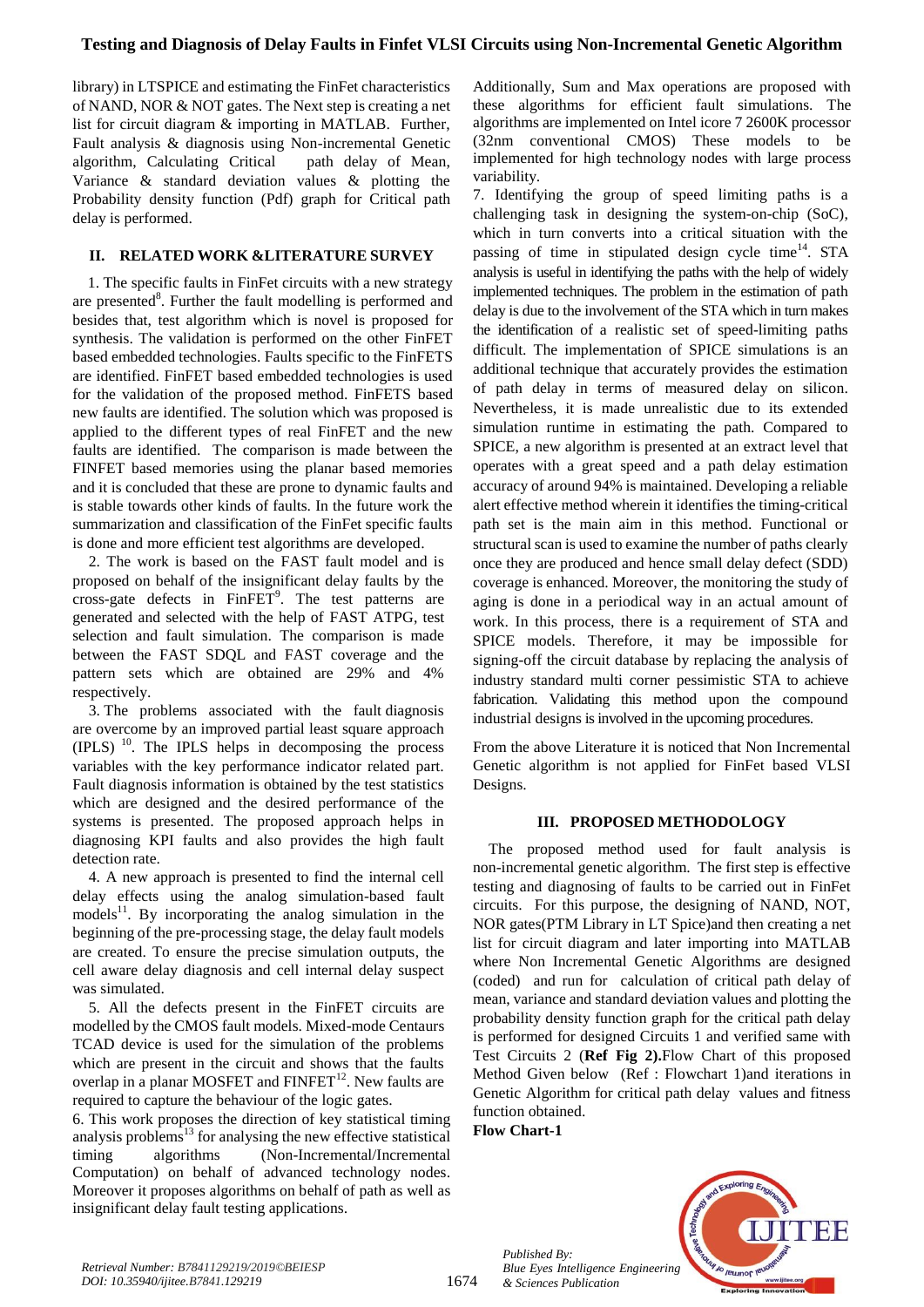library) in LTSPICE and estimating the FinFet characteristics of NAND, NOR & NOT gates. The Next step is creating a net list for circuit diagram & importing in MATLAB. Further, Fault analysis & diagnosis using Non-incremental Genetic algorithm, Calculating Critical path delay of Mean, Variance & standard deviation values & plotting the Probability density function (Pdf) graph for Critical path delay is performed.

## II. RELATED WORK &LITERATURE SURVEY

1. The specific faults in FinFet circuits with a new strategy are presented[8]. Further the fault modelling is performed and besides that, test algorithm which is novel is proposed for synthesis. The validation is performed on the other FinFET based embedded technologies. Faults specific to the FinFETS are identified. FinFET based embedded technologies is used for the validation of the proposed method. FinFETS based new faults are identified. The solution which was proposed is applied to the different types of real FinFET and the new faults are identified. The comparison is made between the FINFET based memories using the planar based memories and it is concluded that these are prone to dynamic faults and is stable towards other kinds of faults. In the future work the summarization and classification of the FinFet specific faults is done and more efficient test algorithms are developed.

2. The work is based on the FAST fault model and is proposed on behalf of the insignificant delay faults by the cross-gate defects in FinFET[9]. The test patterns are generated and selected with the help of FAST ATPG, test selection and fault simulation. The comparison is made between the FAST SDQL and FAST coverage and the pattern sets which are obtained are 29% and 4% respectively.

3. The problems associated with the fault diagnosis are overcome by an improved partial least square approach (IPLS) [10]. The IPLS helps in decomposing the process variables with the key performance indicator related part. Fault diagnosis information is obtained by the test statistics which are designed and the desired performance of the systems is presented. The proposed approach helps in diagnosing KPI faults and also provides the high fault detection rate.

4. A new approach is presented to find the internal cell delay effects using the analog simulation-based fault models[11]. By incorporating the analog simulation in the beginning of the pre-processing stage, the delay fault models are created. To ensure the precise simulation outputs, the cell aware delay diagnosis and cell internal delay suspect was simulated.

5. All the defects present in the FinFET circuits are modelled by the CMOS fault models. Mixed-mode Centaurs TCAD device is used for the simulation of the problems which are present in the circuit and shows that the faults overlap in a planar MOSFET and FINFET[12]. New faults are required to capture the behaviour of the logic gates.

6. This work proposes the direction of key statistical timing analysis problems[13] for analysing the new effective statistical timing algorithms (Non-Incremental/Incremental Computation) on behalf of advanced technology nodes. Moreover it proposes algorithms on behalf of path as well as insignificant delay fault testing applications. Additionally, Sum and Max operations are proposed with these algorithms for efficient fault simulations. The algorithms are implemented on Intel icore 7 2600K processor (32nm conventional CMOS) These models to be implemented for high technology nodes with large process variability.

7. Identifying the group of speed limiting paths is a challenging task in designing the system-on-chip (SoC), which in turn converts into a critical situation with the passing of time in stipulated design cycle time[14]. STA analysis is useful in identifying the paths with the help of widely implemented techniques. The problem in the estimation of path delay is due to the involvement of the STA which in turn makes the identification of a realistic set of speed-limiting paths difficult. The implementation of SPICE simulations is an additional technique that accurately provides the estimation of path delay in terms of measured delay on silicon. Nevertheless, it is made unrealistic due to its extended simulation runtime in estimating the path. Compared to SPICE, a new algorithm is presented at an extract level that operates with a great speed and a path delay estimation accuracy of around 94% is maintained. Developing a reliable alert effective method wherein it identifies the timing-critical path set is the main aim in this method. Functional or structural scan is used to examine the number of paths clearly once they are produced and hence small delay defect (SDD) coverage is enhanced. Moreover, the monitoring the study of aging is done in a periodical way in an actual amount of work. In this process, there is a requirement of STA and SPICE models. Therefore, it may be impossible for signing-off the circuit database by replacing the analysis of industry standard multi corner pessimistic STA to achieve fabrication. Validating this method upon the compound industrial designs is involved in the upcoming procedures.

From the above Literature it is noticed that Non Incremental Genetic algorithm is not applied for FinFet based VLSI Designs.

## III. PROPOSED METHODOLOGY

The proposed method used for fault analysis is non-incremental genetic algorithm. The first step is effective testing and diagnosing of faults to be carried out in FinFet circuits. For this purpose, the designing of NAND, NOT, NOR gates(PTM Library in LT Spice)and then creating a net list for circuit diagram and later importing into MATLAB where Non Incremental Genetic Algorithms are designed (coded) and run for calculation of critical path delay of mean, variance and standard deviation values and plotting the probability density function graph for the critical path delay is performed for designed Circuits 1 and verified same with Test Circuits 2 (**Ref Fig 2).**Flow Chart of this proposed Method Given below (Ref : Flowchart 1)and iterations in Genetic Algorithm for critical path delay values and fitness function obtained.

**Flow Chart-1**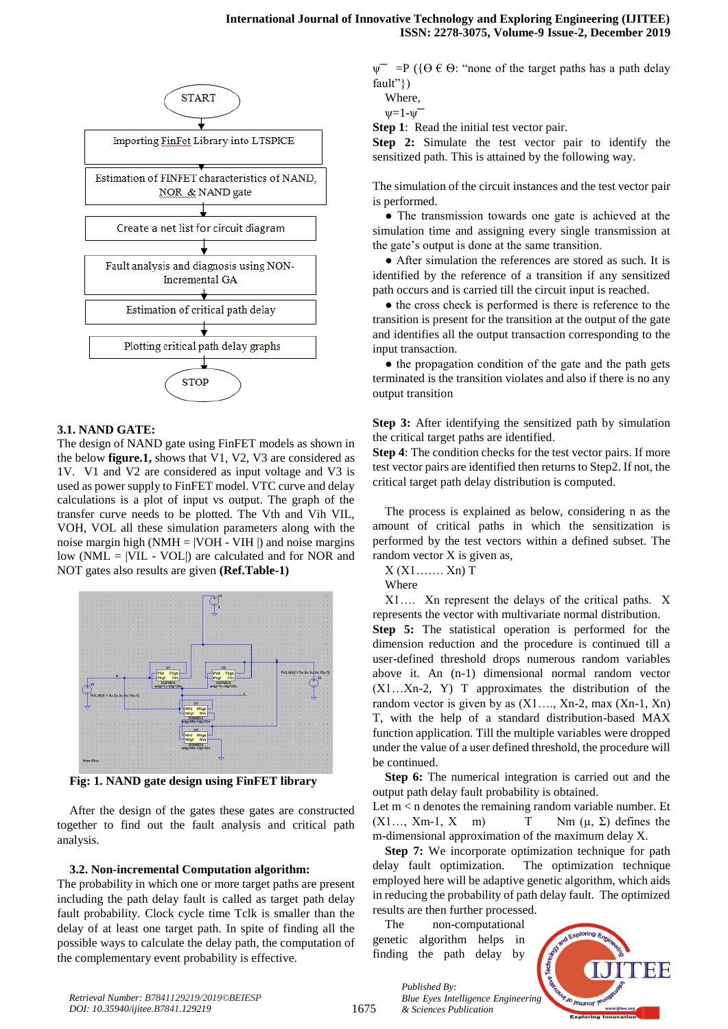START

Importing FinFet Library into LTSPICE

Estimation of FINFET characteristics of NAND, NOR & NAND gate

Create a net list for circuit diagram

Fault analysis and diagnosis using NON-Incremental GA

Estimation of critical path delay

Plotting critical path delay graphs

STOP

### 3.1. NAND GATE:

The design of NAND gate using FinFET models as shown in the below **figure.1,** shows that V1, V2, V3 are considered as 1V. V1 and V2 are considered as input voltage and V3 is used as power supply to FinFET model. VTC curve and delay calculations is a plot of input vs output. The graph of the transfer curve needs to be plotted. The Vth and Vih VIL, VOH, VOL all these simulation parameters along with the noise margin high (NMH = |VOH - VIH |) and noise margins low (NML = |VIL - VOL|) are calculated and for NOR and NOT gates also results are given **(Ref.Table-1)**

**Fig: 1. NAND gate design using FinFET library**

After the design of the gates these gates are constructed together to find out the fault analysis and critical path analysis.

### 3.2. Non-incremental Computation algorithm:

The probability in which one or more target paths are present including the path delay fault is called as target path delay fault probability. Clock cycle time Tclk is smaller than the delay of at least one target path. In spite of finding all the possible ways to calculate the delay path, the computation of the complementary event probability is effective.

$\psi^{-}$ =P ({Θ € Θ: "none of the target paths has a path delay fault"})

Where,

$\psi=1-\psi^{-}$

**Step 1**: Read the initial test vector pair.

**Step 2:** Simulate the test vector pair to identify the sensitized path. This is attained by the following way.

The simulation of the circuit instances and the test vector pair is performed.

- The transmission towards one gate is achieved at the simulation time and assigning every single transmission at the gate's output is done at the same transition.
- After simulation the references are stored as such. It is identified by the reference of a transition if any sensitized path occurs and is carried till the circuit input is reached.
- the cross check is performed is there is reference to the transition is present for the transition at the output of the gate and identifies all the output transaction corresponding to the input transaction.
- the propagation condition of the gate and the path gets terminated is the transition violates and also if there is no any output transition

**Step 3:** After identifying the sensitized path by simulation the critical target paths are identified.

**Step 4**: The condition checks for the test vector pairs. If more test vector pairs are identified then returns to Step2. If not, the critical target path delay distribution is computed.

The process is explained as below, considering n as the amount of critical paths in which the sensitization is performed by the test vectors within a defined subset. The random vector X is given as,

X (X1……. Xn) T

Where

X1…. Xn represent the delays of the critical paths. X represents the vector with multivariate normal distribution.

**Step 5:** The statistical operation is performed for the dimension reduction and the procedure is continued till a user-defined threshold drops numerous random variables above it. An (n-1) dimensional normal random vector (X1…Xn-2, Y) T approximates the distribution of the random vector is given by as (X1…., Xn-2, max (Xn-1, Xn) T, with the help of a standard distribution-based MAX function application. Till the multiple variables were dropped under the value of a user defined threshold, the procedure will be continued.

**Step 6:** The numerical integration is carried out and the output path delay fault probability is obtained.

Let m < n denotes the remaining random variable number. Et (X1…, Xm-1, X m) T Nm (μ, Σ) defines the m-dimensional approximation of the maximum delay X.

**Step 7:** We incorporate optimization technique for path delay fault optimization. The optimization technique employed here will be adaptive genetic algorithm, which aids in reducing the probability of path delay fault. The optimized results are then further processed.

The non-computational genetic algorithm helps in finding the path delay by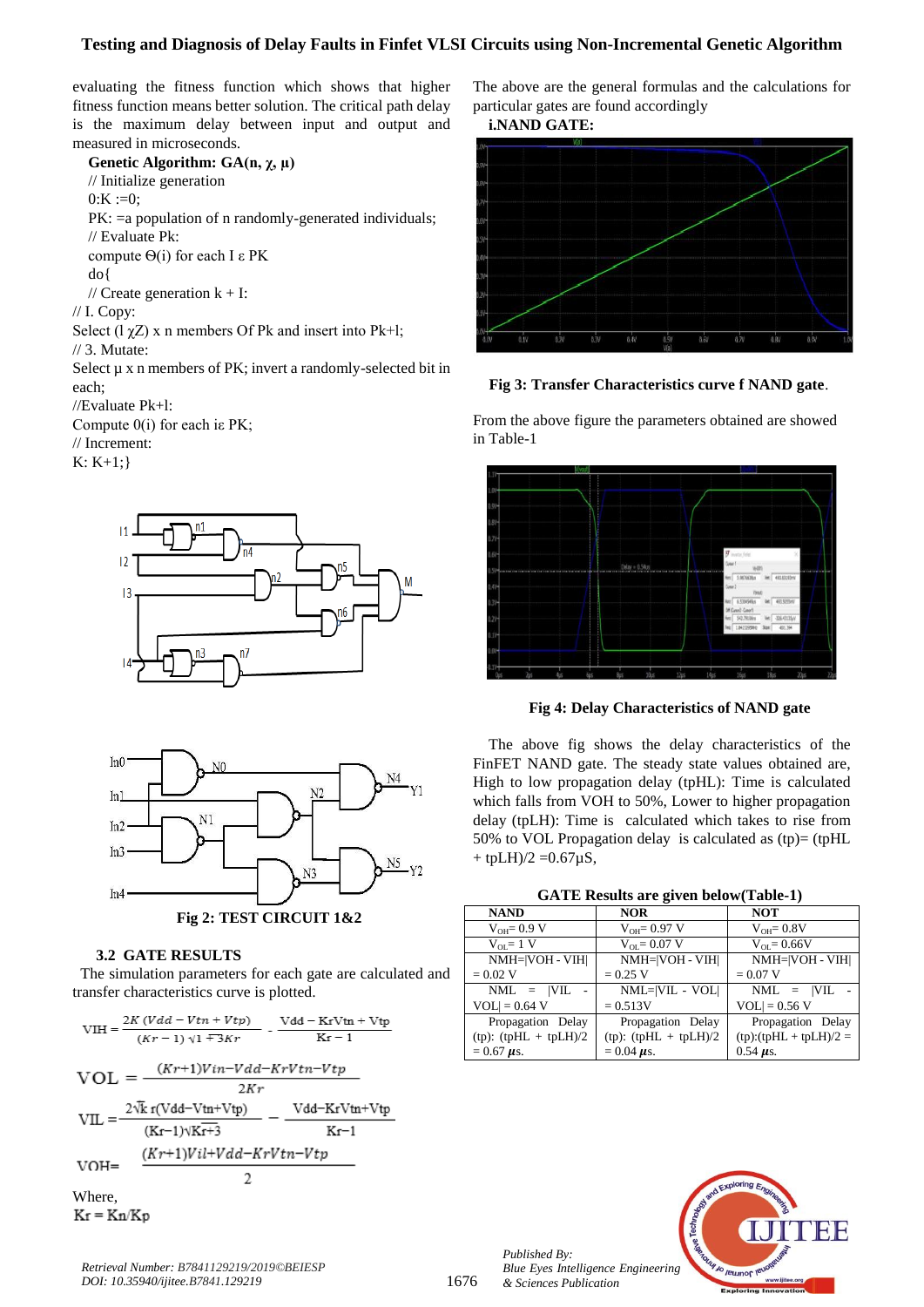evaluating the fitness function which shows that higher fitness function means better solution. The critical path delay is the maximum delay between input and output and measured in microseconds.

**Genetic Algorithm: GA(n, χ, μ)**

// Initialize generation
0:K :=0;
PK: =a population of n randomly-generated individuals;
// Evaluate Pk:
compute Θ(i) for each I ε PK
do{
// Create generation k + I:
// I. Copy:
Select (l χZ) x n members Of Pk and insert into Pk+l;
// 3. Mutate:
Select μ x n members of PK; invert a randomly-selected bit in each;
//Evaluate Pk+l:
Compute 0(i) for each iε PK;
// Increment:
K: K+1;}

**Fig 2: TEST CIRCUIT 1&2**

### 3.2 GATE RESULTS

The simulation parameters for each gate are calculated and transfer characteristics curve is plotted.

$$V_{IH} = \frac{2K(V_{dd} - V_{tn} + V_{tp})}{(K_r - 1)\sqrt{1+3K_r}} - \frac{V_{dd} - K_r V_{tn} + V_{tp}}{K_r - 1}$$

$$V_{OL} = \frac{(K_r+1)V_{in} - V_{dd} - K_r V_{tn} - V_{tp}}{2K_r}$$

$$V_{IL} = \frac{2\sqrt{k_r}(V_{dd} - V_{tn} + V_{tp})}{(K_r - 1)\sqrt{K_r+3}} - \frac{V_{dd} - K_r V_{tn} + V_{tp}}{K_r - 1}$$

$$V_{OH} = \frac{(K_r+1)V_{il} + V_{dd} - K_r V_{tn} - V_{tp}}{2}$$

Where,
$K_r = K_n/K_p$

The above are the general formulas and the calculations for particular gates are found accordingly

**i.NAND GATE:**

**Fig 3: Transfer Characteristics curve f NAND gate**.

From the above figure the parameters obtained are showed in Table-1

**Fig 4: Delay Characteristics of NAND gate**

The above fig shows the delay characteristics of the FinFET NAND gate. The steady state values obtained are, High to low propagation delay (tpHL): Time is calculated which falls from VOH to 50%, Lower to higher propagation delay (tpLH): Time is calculated which takes to rise from 50% to VOL Propagation delay is calculated as (tp)= (tpHL + tpLH)/2 =0.67μS,

**GATE Results are given below(Table-1)**

| NAND | NOR | NOT |
|---|---|---|
| $V_{OH}$= 0.9 V | $V_{OH}$= 0.97 V | $V_{OH}$= 0.8V |
| $V_{OL}$= 1 V | $V_{OL}$= 0.07 V | $V_{OL}$= 0.66V |
| NMH=\|VOH - VIH\| = 0.02 V | NMH=\|VOH - VIH\| = 0.25 V | NMH=\|VOH - VIH\| = 0.07 V |
| NML = \|VIL - VOL\| = 0.64 V | NML=\|VIL - VOL\| = 0.513V | NML = \|VIL - VOL\| = 0.56 V |
| Propagation Delay (tp): (tpHL + tpLH)/2 = 0.67 **μ**s. | Propagation Delay (tp): (tpHL + tpLH)/2 = 0.04 **μ**s. | Propagation Delay (tp):(tpHL + tpLH)/2 = 0.54 **μ**s. |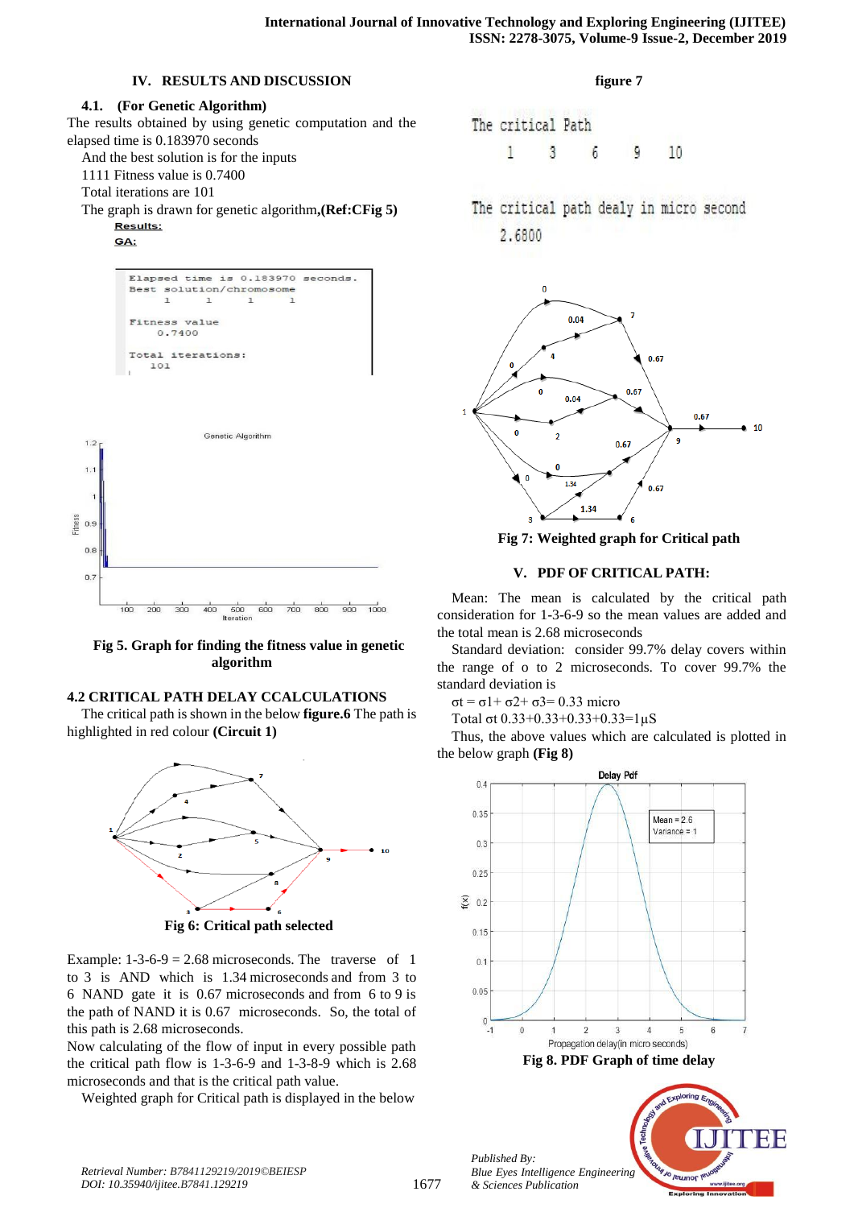## IV. RESULTS AND DISCUSSION

### 4.1. (For Genetic Algorithm)

The results obtained by using genetic computation and the elapsed time is 0.183970 seconds

And the best solution is for the inputs

1111 Fitness value is 0.7400

Total iterations are 101

The graph is drawn for genetic algorithm,**(Ref:CFig 5)**

**Results:**

**GA:**

```
Elapsed time is 0.183970 seconds.
Best solution/chromosome
     1     1     1     1

Fitness value
    0.7400

Total iterations:
   101
```

**Fig 5. Graph for finding the fitness value in genetic algorithm**

### 4.2 CRITICAL PATH DELAY CCALCULATIONS

The critical path is shown in the below **figure.6** The path is highlighted in red colour **(Circuit 1)**

**Fig 6: Critical path selected**

Example: 1-3-6-9 = 2.68 microseconds. The traverse of 1 to 3 is AND which is 1.34 microseconds and from 3 to 6 NAND gate it is 0.67 microseconds and from 6 to 9 is the path of NAND it is 0.67 microseconds. So, the total of this path is 2.68 microseconds.

Now calculating of the flow of input in every possible path the critical path flow is 1-3-6-9 and 1-3-8-9 which is 2.68 microseconds and that is the critical path value.

Weighted graph for Critical path is displayed in the below

**figure 7**

```
The critical Path
    1    3    6    9    10

The critical path dealy in micro second
    2.6800
```

**Fig 7: Weighted graph for Critical path**

## V. PDF OF CRITICAL PATH:

Mean: The mean is calculated by the critical path consideration for 1-3-6-9 so the mean values are added and the total mean is 2.68 microseconds

Standard deviation: consider 99.7% delay covers within the range of o to 2 microseconds. To cover 99.7% the standard deviation is

$\sigma t = \sigma 1 + \sigma 2 + \sigma 3 = 0.33$ micro

Total $\sigma t$ 0.33+0.33+0.33+0.33=1µS

Thus, the above values which are calculated is plotted in the below graph **(Fig 8)**

**Fig 8. PDF Graph of time delay**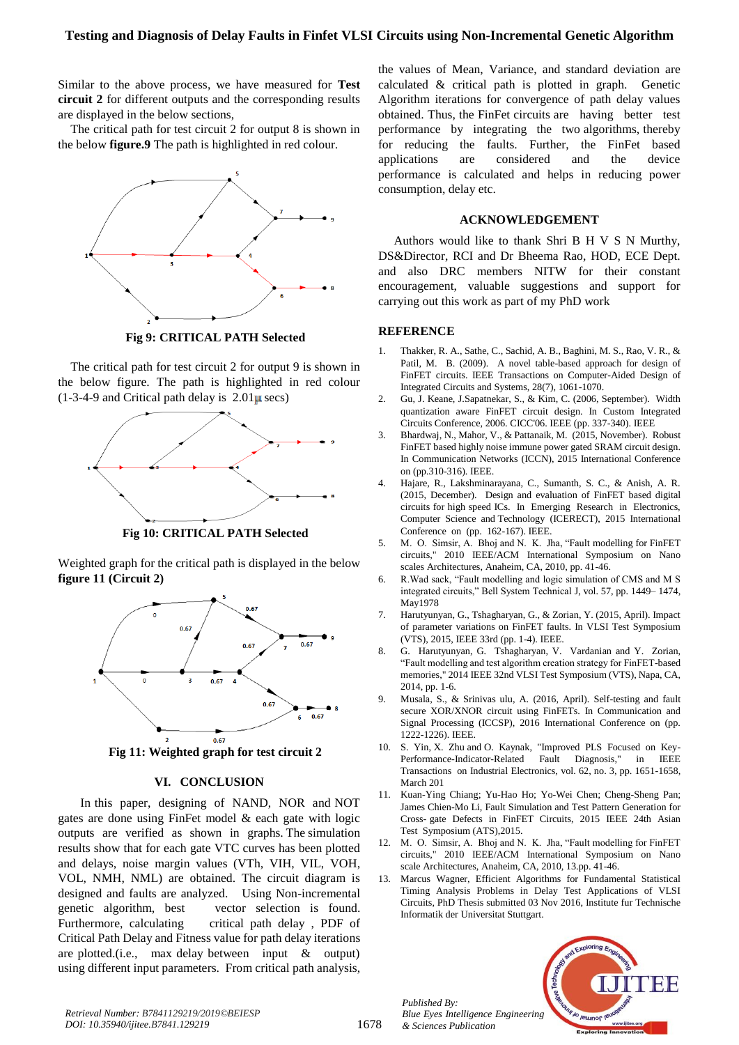Similar to the above process, we have measured for **Test circuit 2** for different outputs and the corresponding results are displayed in the below sections,

The critical path for test circuit 2 for output 8 is shown in the below **figure.9** The path is highlighted in red colour.

**Fig 9: CRITICAL PATH Selected**

The critical path for test circuit 2 for output 9 is shown in the below figure. The path is highlighted in red colour (1-3-4-9 and Critical path delay is 2.01µ secs)

**Fig 10: CRITICAL PATH Selected**

Weighted graph for the critical path is displayed in the below **figure 11 (Circuit 2)**

**Fig 11: Weighted graph for test circuit 2**

## VI. CONCLUSION

In this paper, designing of NAND, NOR and NOT gates are done using FinFet model & each gate with logic outputs are verified as shown in graphs. The simulation results show that for each gate VTC curves has been plotted and delays, noise margin values (VTh, VIH, VIL, VOH, VOL, NMH, NML) are obtained. The circuit diagram is designed and faults are analyzed. Using Non-incremental genetic algorithm, best vector selection is found. Furthermore, calculating critical path delay, PDF of Critical Path Delay and Fitness value for path delay iterations are plotted.(i.e., max delay between input & output) using different input parameters. From critical path analysis, the values of Mean, Variance, and standard deviation are calculated & critical path is plotted in graph. Genetic Algorithm iterations for convergence of path delay values obtained. Thus, the FinFet circuits are having better test performance by integrating the two algorithms, thereby for reducing the faults. Further, the FinFet based applications are considered and the device performance is calculated and helps in reducing power consumption, delay etc.

## ACKNOWLEDGEMENT

Authors would like to thank Shri B H V S N Murthy, DS&Director, RCI and Dr Bheema Rao, HOD, ECE Dept. and also DRC members NITW for their constant encouragement, valuable suggestions and support for carrying out this work as part of my PhD work

## REFERENCE

1. Thakker, R. A., Sathe, C., Sachid, A. B., Baghini, M. S., Rao, V. R., & Patil, M. B. (2009). A novel table-based approach for design of FinFET circuits. IEEE Transactions on Computer-Aided Design of Integrated Circuits and Systems, 28(7), 1061-1070.
2. Gu, J. Keane, J.Sapatnekar, S., & Kim, C. (2006, September). Width quantization aware FinFET circuit design. In Custom Integrated Circuits Conference, 2006. CICC'06. IEEE (pp. 337-340). IEEE
3. Bhardwaj, N., Mahor, V., & Pattanaik, M. (2015, November). Robust FinFET based highly noise immune power gated SRAM circuit design. In Communication Networks (ICCN), 2015 International Conference on (pp.310-316). IEEE.
4. Hajare, R., Lakshminarayana, C., Sumanth, S. C., & Anish, A. R. (2015, December). Design and evaluation of FinFET based digital circuits for high speed ICs. In Emerging Research in Electronics, Computer Science and Technology (ICERECT), 2015 International Conference on (pp. 162-167). IEEE.
5. M. O. Simsir, A. Bhoj and N. K. Jha, "Fault modelling for FinFET circuits," 2010 IEEE/ACM International Symposium on Nano scales Architectures, Anaheim, CA, 2010, pp. 41-46.
6. R.Wad sack, "Fault modelling and logic simulation of CMS and M S integrated circuits," Bell System Technical J, vol. 57, pp. 1449– 1474, May1978
7. Harutyunyan, G., Tshagharyan, G., & Zorian, Y. (2015, April). Impact of parameter variations on FinFET faults. In VLSI Test Symposium (VTS), 2015, IEEE 33rd (pp. 1-4). IEEE.
8. G. Harutyunyan, G. Tshagharyan, V. Vardanian and Y. Zorian, "Fault modelling and test algorithm creation strategy for FinFET-based memories," 2014 IEEE 32nd VLSI Test Symposium (VTS), Napa, CA, 2014, pp. 1-6.
9. Musala, S., & Srinivas ulu, A. (2016, April). Self-testing and fault secure XOR/XNOR circuit using FinFETs. In Communication and Signal Processing (ICCSP), 2016 International Conference on (pp. 1222-1226). IEEE.
10. S. Yin, X. Zhu and O. Kaynak, "Improved PLS Focused on Key-Performance-Indicator-Related Fault Diagnosis," in IEEE Transactions on Industrial Electronics, vol. 62, no. 3, pp. 1651-1658, March 201
11. Kuan-Ying Chiang; Yu-Hao Ho; Yo-Wei Chen; Cheng-Sheng Pan; James Chien-Mo Li, Fault Simulation and Test Pattern Generation for Cross- gate Defects in FinFET Circuits, 2015 IEEE 24th Asian Test Symposium (ATS),2015.
12. M. O. Simsir, A. Bhoj and N. K. Jha, "Fault modelling for FinFET circuits," 2010 IEEE/ACM International Symposium on Nano scale Architectures, Anaheim, CA, 2010, 13.pp. 41-46.
13. Marcus Wagner, Efficient Algorithms for Fundamental Statistical Timing Analysis Problems in Delay Test Applications of VLSI Circuits, PhD Thesis submitted 03 Nov 2016, Institute fur Technische Informatik der Universitat Stuttgart.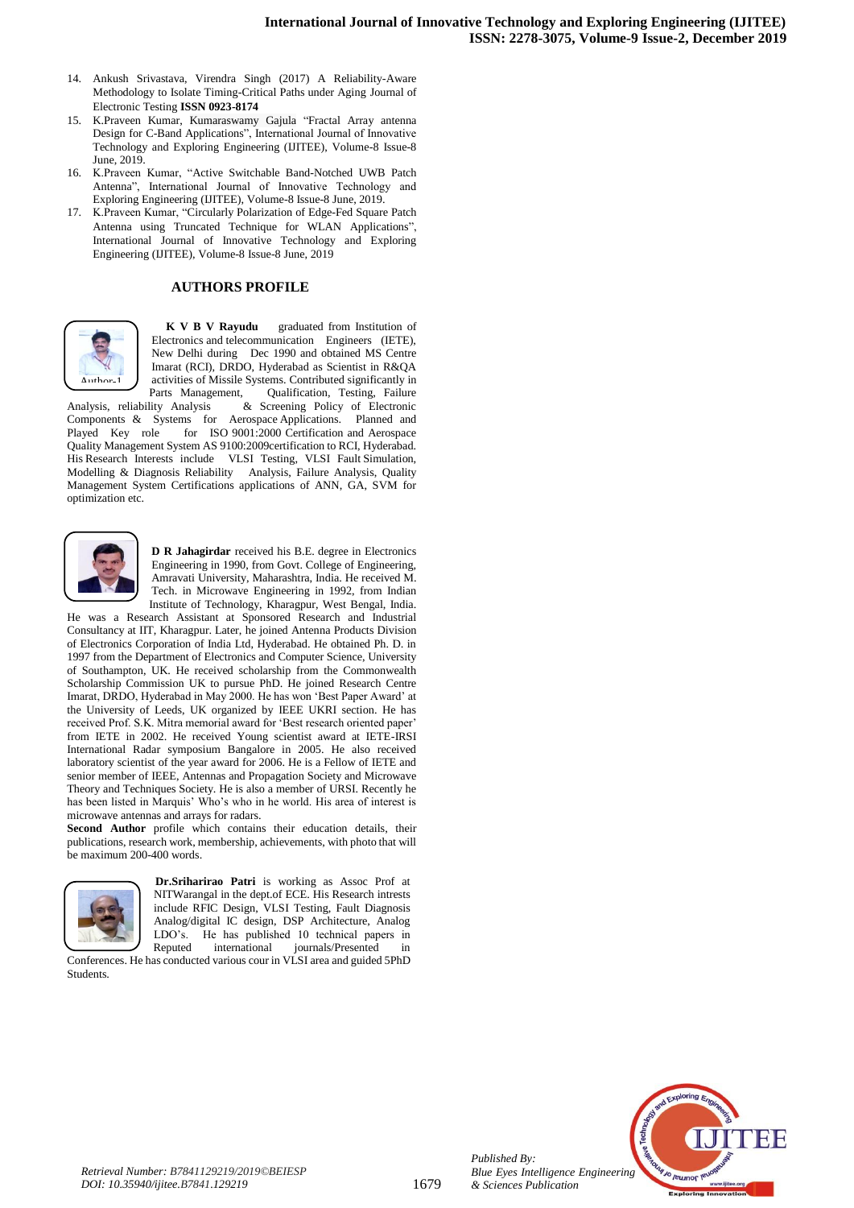14. Ankush Srivastava, Virendra Singh (2017) A Reliability-Aware Methodology to Isolate Timing-Critical Paths under Aging Journal of Electronic Testing **ISSN 0923-8174**
15. K.Praveen Kumar, Kumaraswamy Gajula "Fractal Array antenna Design for C-Band Applications", International Journal of Innovative Technology and Exploring Engineering (IJITEE), Volume-8 Issue-8 June, 2019.
16. K.Praveen Kumar, "Active Switchable Band-Notched UWB Patch Antenna", International Journal of Innovative Technology and Exploring Engineering (IJITEE), Volume-8 Issue-8 June, 2019.
17. K.Praveen Kumar, "Circularly Polarization of Edge-Fed Square Patch Antenna using Truncated Technique for WLAN Applications", International Journal of Innovative Technology and Exploring Engineering (IJITEE), Volume-8 Issue-8 June, 2019

## AUTHORS PROFILE

**K V B V Rayudu** graduated from Institution of Electronics and telecommunication Engineers (IETE), New Delhi during Dec 1990 and obtained MS Centre Imarat (RCI), DRDO, Hyderabad as Scientist in R&QA activities of Missile Systems. Contributed significantly in Parts Management, Qualification, Testing, Failure Analysis, reliability Analysis & Screening Policy of Electronic Components & Systems for Aerospace Applications. Planned and Played Key role for ISO 9001:2000 Certification and Aerospace Quality Management System AS 9100:2009certification to RCI, Hyderabad. His Research Interests include VLSI Testing, VLSI Fault Simulation, Modelling & Diagnosis Reliability Analysis, Failure Analysis, Quality Management System Certifications applications of ANN, GA, SVM for optimization etc.

**D R Jahagirdar** received his B.E. degree in Electronics Engineering in 1990, from Govt. College of Engineering, Amravati University, Maharashtra, India. He received M. Tech. in Microwave Engineering in 1992, from Indian Institute of Technology, Kharagpur, West Bengal, India. He was a Research Assistant at Sponsored Research and Industrial Consultancy at IIT, Kharagpur. Later, he joined Antenna Products Division of Electronics Corporation of India Ltd, Hyderabad. He obtained Ph. D. in 1997 from the Department of Electronics and Computer Science, University of Southampton, UK. He received scholarship from the Commonwealth Scholarship Commission UK to pursue PhD. He joined Research Centre Imarat, DRDO, Hyderabad in May 2000. He has won 'Best Paper Award' at the University of Leeds, UK organized by IEEE UKRI section. He has received Prof. S.K. Mitra memorial award for 'Best research oriented paper' from IETE in 2002. He received Young scientist award at IETE-IRSI International Radar symposium Bangalore in 2005. He also received laboratory scientist of the year award for 2006. He is a Fellow of IETE and senior member of IEEE, Antennas and Propagation Society and Microwave Theory and Techniques Society. He is also a member of URSI. Recently he has been listed in Marquis' Who's who in he world. His area of interest is microwave antennas and arrays for radars.

**Second Author** profile which contains their education details, their publications, research work, membership, achievements, with photo that will be maximum 200-400 words.

**Dr.Sriharirao Patri** is working as Assoc Prof at NITWarangal in the dept.of ECE. His Research intrests include RFIC Design, VLSI Testing, Fault Diagnosis Analog/digital IC design, DSP Architecture, Analog LDO's. He has published 10 technical papers in Reputed international journals/Presented in Conferences. He has conducted various cour in VLSI area and guided 5PhD Students.